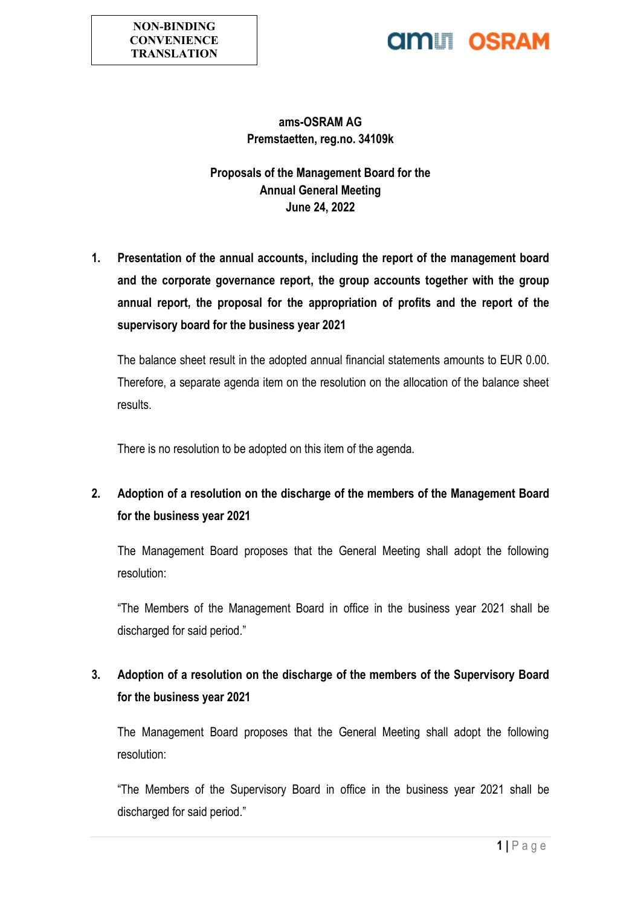**NON-BINDING CONVENIENCE TRANSLATION**

ams OSRAM

**ams-OSRAM AG**
**Premstaetten, reg.no. 34109k**

**Proposals of the Management Board for the Annual General Meeting June 24, 2022**

**1. Presentation of the annual accounts, including the report of the management board and the corporate governance report, the group accounts together with the group annual report, the proposal for the appropriation of profits and the report of the supervisory board for the business year 2021**

The balance sheet result in the adopted annual financial statements amounts to EUR 0.00. Therefore, a separate agenda item on the resolution on the allocation of the balance sheet results.

There is no resolution to be adopted on this item of the agenda.

**2. Adoption of a resolution on the discharge of the members of the Management Board for the business year 2021**

The Management Board proposes that the General Meeting shall adopt the following resolution:

"The Members of the Management Board in office in the business year 2021 shall be discharged for said period."

**3. Adoption of a resolution on the discharge of the members of the Supervisory Board for the business year 2021**

The Management Board proposes that the General Meeting shall adopt the following resolution:

"The Members of the Supervisory Board in office in the business year 2021 shall be discharged for said period."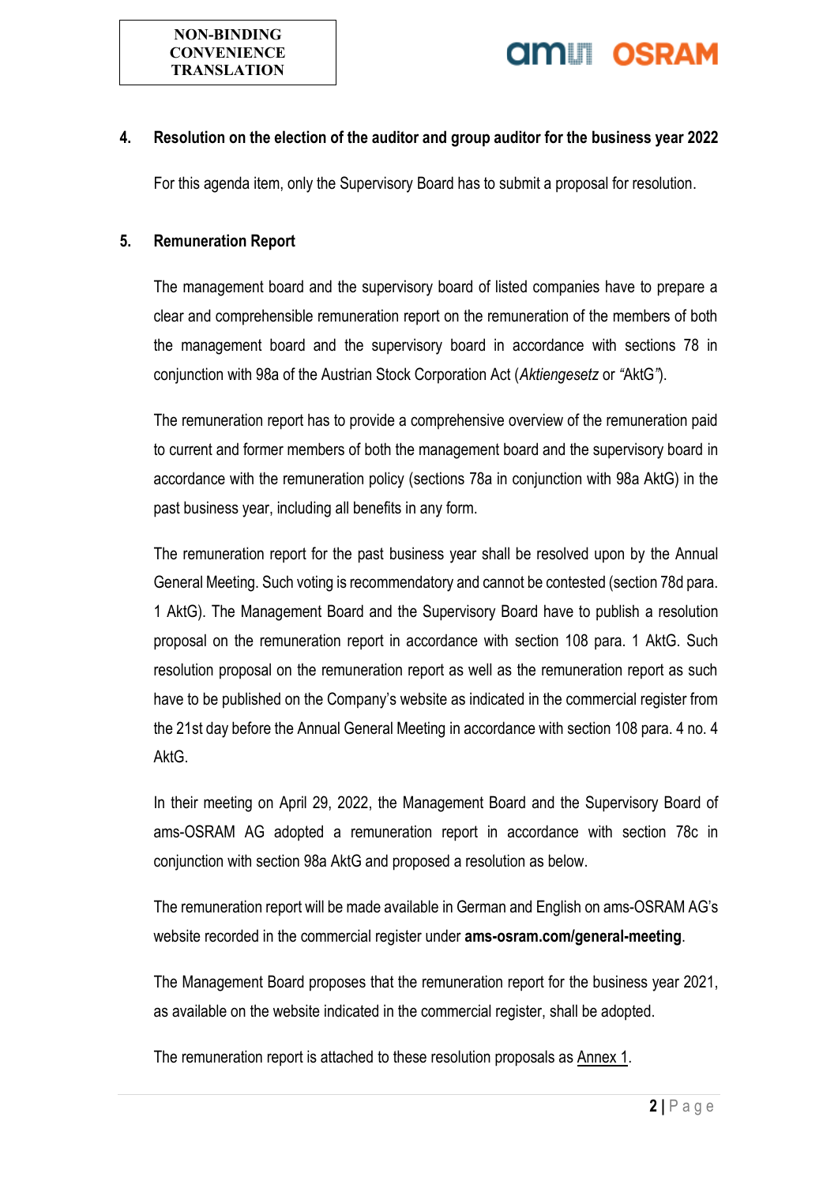**NON-BINDING CONVENIENCE TRANSLATION**

## 4. Resolution on the election of the auditor and group auditor for the business year 2022

For this agenda item, only the Supervisory Board has to submit a proposal for resolution.

## 5. Remuneration Report

The management board and the supervisory board of listed companies have to prepare a clear and comprehensible remuneration report on the remuneration of the members of both the management board and the supervisory board in accordance with sections 78 in conjunction with 98a of the Austrian Stock Corporation Act (*Aktiengesetz* or "AktG").

The remuneration report has to provide a comprehensive overview of the remuneration paid to current and former members of both the management board and the supervisory board in accordance with the remuneration policy (sections 78a in conjunction with 98a AktG) in the past business year, including all benefits in any form.

The remuneration report for the past business year shall be resolved upon by the Annual General Meeting. Such voting is recommendatory and cannot be contested (section 78d para. 1 AktG). The Management Board and the Supervisory Board have to publish a resolution proposal on the remuneration report in accordance with section 108 para. 1 AktG. Such resolution proposal on the remuneration report as well as the remuneration report as such have to be published on the Company's website as indicated in the commercial register from the 21st day before the Annual General Meeting in accordance with section 108 para. 4 no. 4 AktG.

In their meeting on April 29, 2022, the Management Board and the Supervisory Board of ams-OSRAM AG adopted a remuneration report in accordance with section 78c in conjunction with section 98a AktG and proposed a resolution as below.

The remuneration report will be made available in German and English on ams-OSRAM AG's website recorded in the commercial register under **ams-osram.com/general-meeting**.

The Management Board proposes that the remuneration report for the business year 2021, as available on the website indicated in the commercial register, shall be adopted.

The remuneration report is attached to these resolution proposals as Annex 1.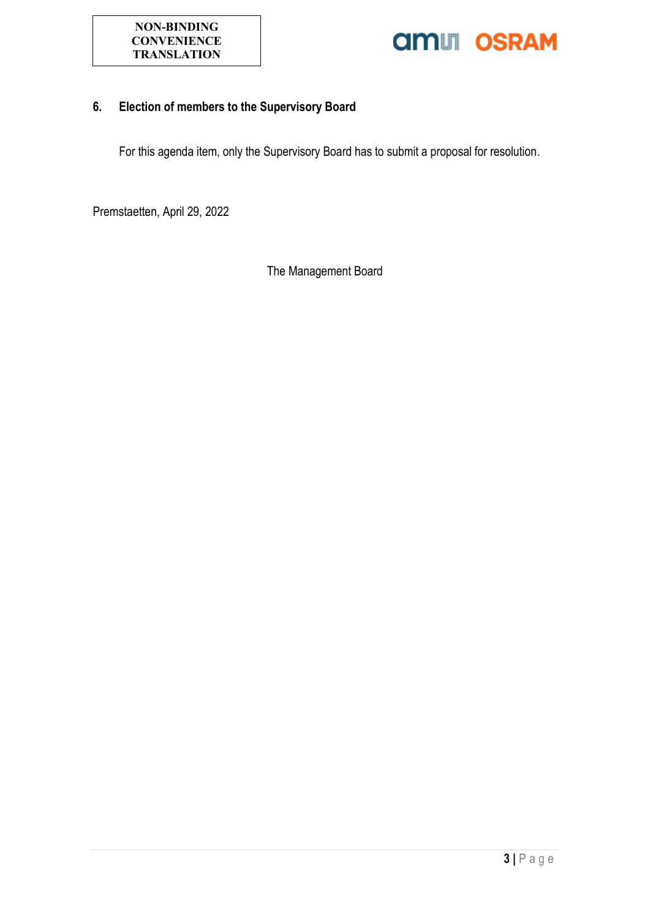NON-BINDING CONVENIENCE TRANSLATION

### 6. Election of members to the Supervisory Board

For this agenda item, only the Supervisory Board has to submit a proposal for resolution.

Premstaetten, April 29, 2022

The Management Board